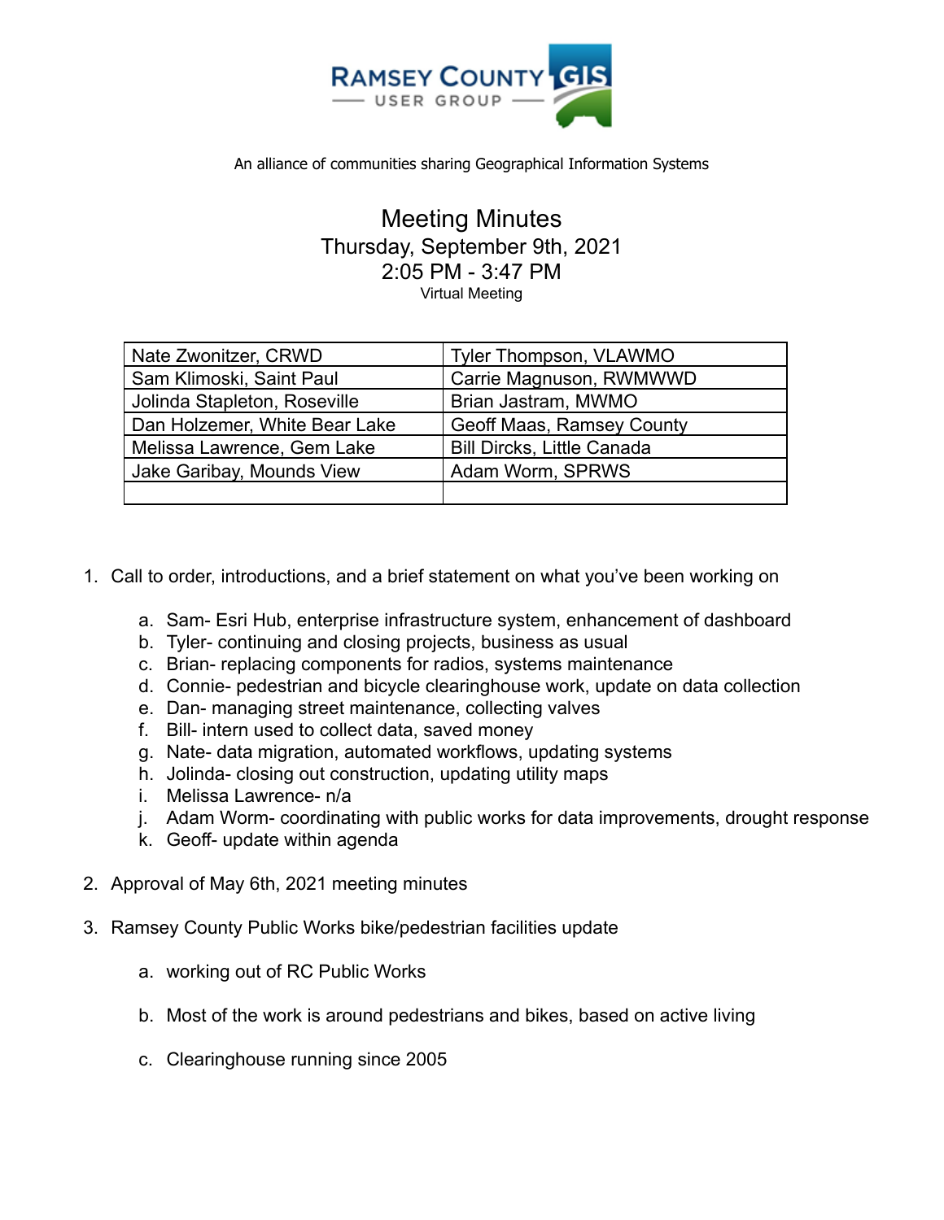RAMSEY COUNTY GIS USER GROUP

An alliance of communities sharing Geographical Information Systems

# Meeting Minutes

Thursday, September 9th, 2021
2:05 PM - 3:47 PM
Virtual Meeting

| | |
|---|---|
| Nate Zwonitzer, CRWD | Tyler Thompson, VLAWMO |
| Sam Klimoski, Saint Paul | Carrie Magnuson, RWMWWD |
| Jolinda Stapleton, Roseville | Brian Jastram, MWMO |
| Dan Holzemer, White Bear Lake | Geoff Maas, Ramsey County |
| Melissa Lawrence, Gem Lake | Bill Dircks, Little Canada |
| Jake Garibay, Mounds View | Adam Worm, SPRWS |
| | |

1. Call to order, introductions, and a brief statement on what you've been working on
   a. Sam- Esri Hub, enterprise infrastructure system, enhancement of dashboard
   b. Tyler- continuing and closing projects, business as usual
   c. Brian- replacing components for radios, systems maintenance
   d. Connie- pedestrian and bicycle clearinghouse work, update on data collection
   e. Dan- managing street maintenance, collecting valves
   f. Bill- intern used to collect data, saved money
   g. Nate- data migration, automated workflows, updating systems
   h. Jolinda- closing out construction, updating utility maps
   i. Melissa Lawrence- n/a
   j. Adam Worm- coordinating with public works for data improvements, drought response
   k. Geoff- update within agenda

2. Approval of May 6th, 2021 meeting minutes

3. Ramsey County Public Works bike/pedestrian facilities update
   a. working out of RC Public Works
   b. Most of the work is around pedestrians and bikes, based on active living
   c. Clearinghouse running since 2005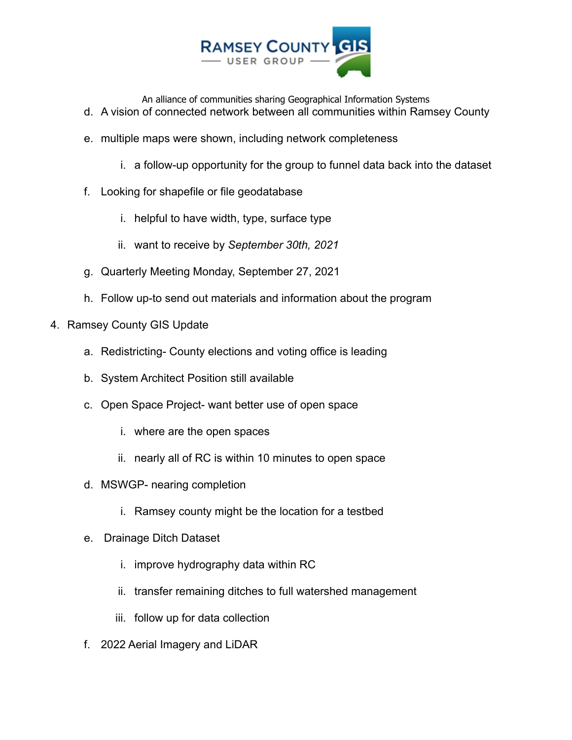d. A vision of connected network between all communities within Ramsey County

   e. multiple maps were shown, including network completeness

      i. a follow-up opportunity for the group to funnel data back into the dataset

   f. Looking for shapefile or file geodatabase

      i. helpful to have width, type, surface type

      ii. want to receive by *September 30th, 2021*

   g. Quarterly Meeting Monday, September 27, 2021

   h. Follow up-to send out materials and information about the program

4. Ramsey County GIS Update

   a. Redistricting- County elections and voting office is leading

   b. System Architect Position still available

   c. Open Space Project- want better use of open space

      i. where are the open spaces

      ii. nearly all of RC is within 10 minutes to open space

   d. MSWGP- nearing completion

      i. Ramsey county might be the location for a testbed

   e. Drainage Ditch Dataset

      i. improve hydrography data within RC

      ii. transfer remaining ditches to full watershed management

      iii. follow up for data collection

   f. 2022 Aerial Imagery and LiDAR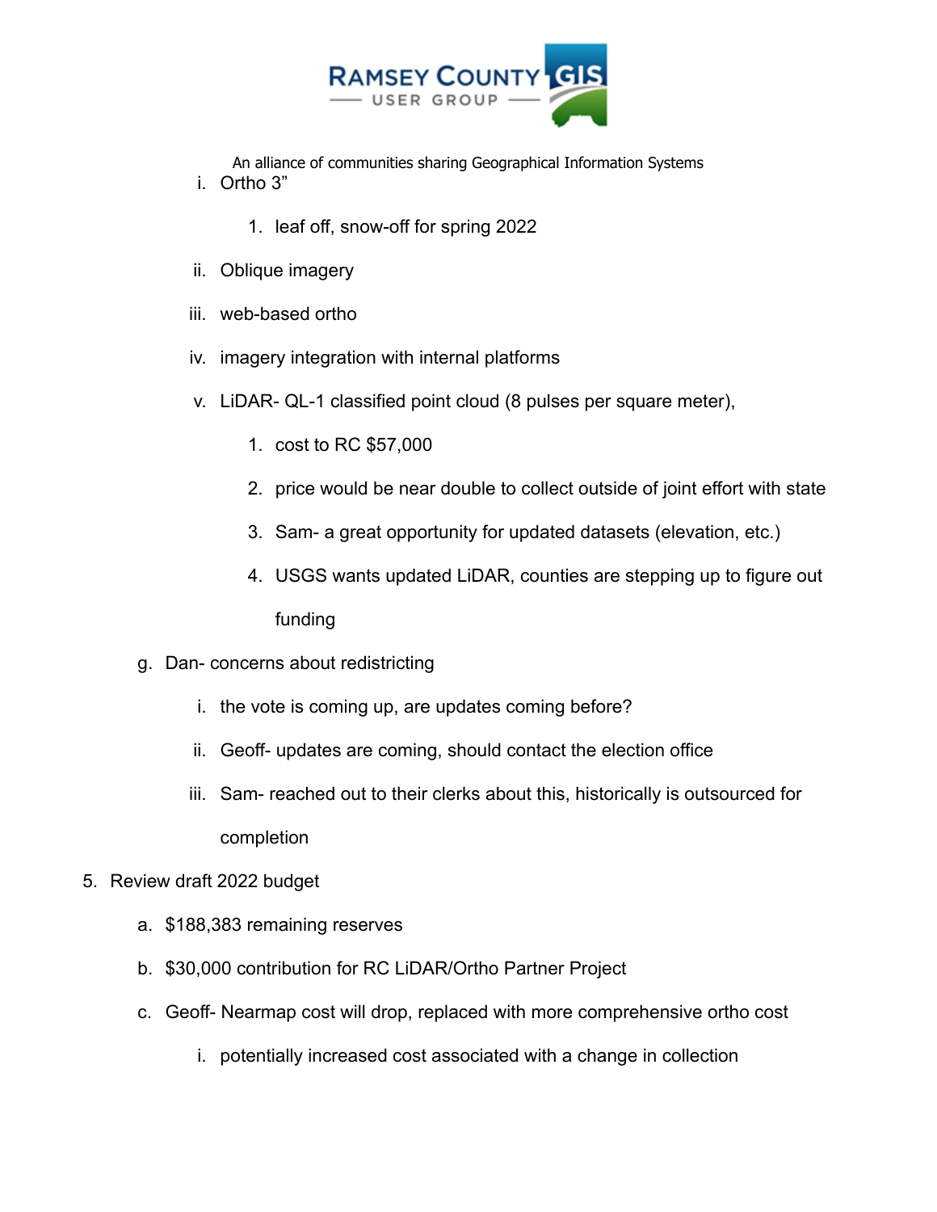i. Ortho 3”
      1. leaf off, snow-off for spring 2022
   ii. Oblique imagery
   iii. web-based ortho
   iv. imagery integration with internal platforms
   v. LiDAR- QL-1 classified point cloud (8 pulses per square meter),
      1. cost to RC $57,000
      2. price would be near double to collect outside of joint effort with state
      3. Sam- a great opportunity for updated datasets (elevation, etc.)
      4. USGS wants updated LiDAR, counties are stepping up to figure out funding

g. Dan- concerns about redistricting
   i. the vote is coming up, are updates coming before?
   ii. Geoff- updates are coming, should contact the election office
   iii. Sam- reached out to their clerks about this, historically is outsourced for completion

5. Review draft 2022 budget
   a. $188,383 remaining reserves
   b. $30,000 contribution for RC LiDAR/Ortho Partner Project
   c. Geoff- Nearmap cost will drop, replaced with more comprehensive ortho cost
      i. potentially increased cost associated with a change in collection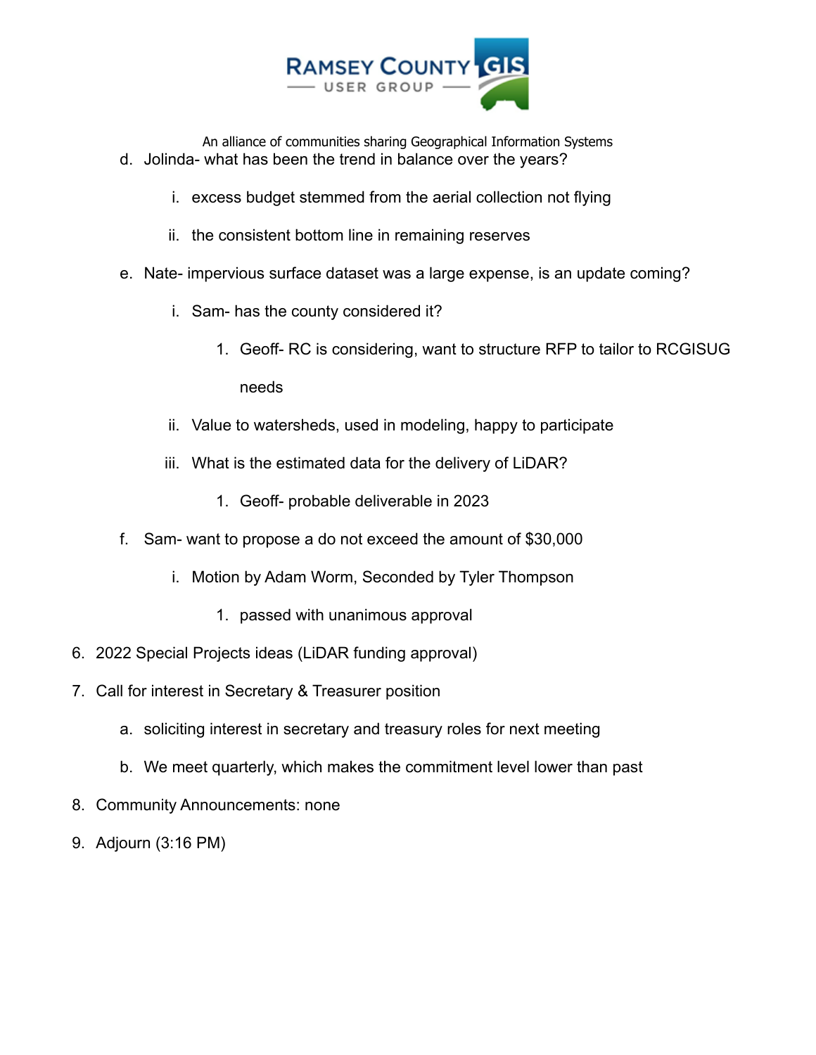d. Jolinda- what has been the trend in balance over the years?

    i. excess budget stemmed from the aerial collection not flying

    ii. the consistent bottom line in remaining reserves

e. Nate- impervious surface dataset was a large expense, is an update coming?

    i. Sam- has the county considered it?

        1. Geoff- RC is considering, want to structure RFP to tailor to RCGISUG needs

    ii. Value to watersheds, used in modeling, happy to participate

    iii. What is the estimated data for the delivery of LiDAR?

        1. Geoff- probable deliverable in 2023

f. Sam- want to propose a do not exceed the amount of $30,000

    i. Motion by Adam Worm, Seconded by Tyler Thompson

        1. passed with unanimous approval

6. 2022 Special Projects ideas (LiDAR funding approval)
7. Call for interest in Secretary & Treasurer position

    a. soliciting interest in secretary and treasury roles for next meeting

    b. We meet quarterly, which makes the commitment level lower than past

8. Community Announcements: none
9. Adjourn (3:16 PM)